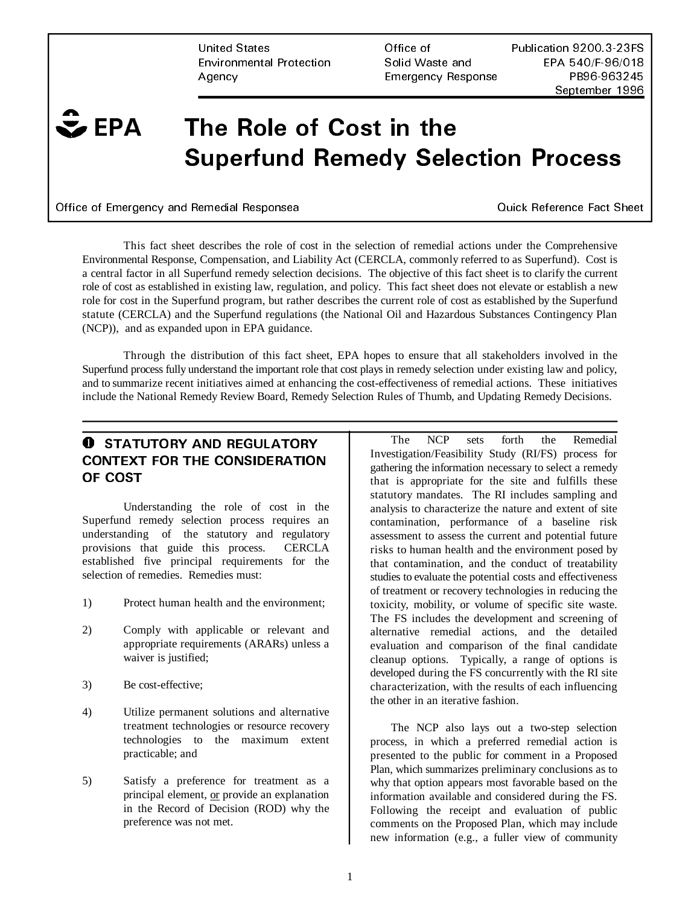United States Environmental Protection Agency | Office of Solid Waste and Emergency Response | Publication 9200.3-23FS EPA 540/F-96/018 PB96-963245 September 1996

EPA

# The Role of Cost in the Superfund Remedy Selection Process

Office of Emergency and Remedial Responsea — Quick Reference Fact Sheet

This fact sheet describes the role of cost in the selection of remedial actions under the Comprehensive Environmental Response, Compensation, and Liability Act (CERCLA, commonly referred to as Superfund). Cost is a central factor in all Superfund remedy selection decisions. The objective of this fact sheet is to clarify the current role of cost as established in existing law, regulation, and policy. This fact sheet does not elevate or establish a new role for cost in the Superfund program, but rather describes the current role of cost as established by the Superfund statute (CERCLA) and the Superfund regulations (the National Oil and Hazardous Substances Contingency Plan (NCP)), and as expanded upon in EPA guidance.

Through the distribution of this fact sheet, EPA hopes to ensure that all stakeholders involved in the Superfund process fully understand the important role that cost plays in remedy selection under existing law and policy, and to summarize recent initiatives aimed at enhancing the cost-effectiveness of remedial actions. These initiatives include the National Remedy Review Board, Remedy Selection Rules of Thumb, and Updating Remedy Decisions.

---

## ❶ STATUTORY AND REGULATORY CONTEXT FOR THE CONSIDERATION OF COST

Understanding the role of cost in the Superfund remedy selection process requires an understanding of the statutory and regulatory provisions that guide this process. CERCLA established five principal requirements for the selection of remedies. Remedies must:

1) Protect human health and the environment;

2) Comply with applicable or relevant and appropriate requirements (ARARs) unless a waiver is justified;

3) Be cost-effective;

4) Utilize permanent solutions and alternative treatment technologies or resource recovery technologies to the maximum extent practicable; and

5) Satisfy a preference for treatment as a principal element, <u>or</u> provide an explanation in the Record of Decision (ROD) why the preference was not met.

The NCP sets forth the Remedial Investigation/Feasibility Study (RI/FS) process for gathering the information necessary to select a remedy that is appropriate for the site and fulfills these statutory mandates. The RI includes sampling and analysis to characterize the nature and extent of site contamination, performance of a baseline risk assessment to assess the current and potential future risks to human health and the environment posed by that contamination, and the conduct of treatability studies to evaluate the potential costs and effectiveness of treatment or recovery technologies in reducing the toxicity, mobility, or volume of specific site waste. The FS includes the development and screening of alternative remedial actions, and the detailed evaluation and comparison of the final candidate cleanup options. Typically, a range of options is developed during the FS concurrently with the RI site characterization, with the results of each influencing the other in an iterative fashion.

The NCP also lays out a two-step selection process, in which a preferred remedial action is presented to the public for comment in a Proposed Plan, which summarizes preliminary conclusions as to why that option appears most favorable based on the information available and considered during the FS. Following the receipt and evaluation of public comments on the Proposed Plan, which may include new information (e.g., a fuller view of community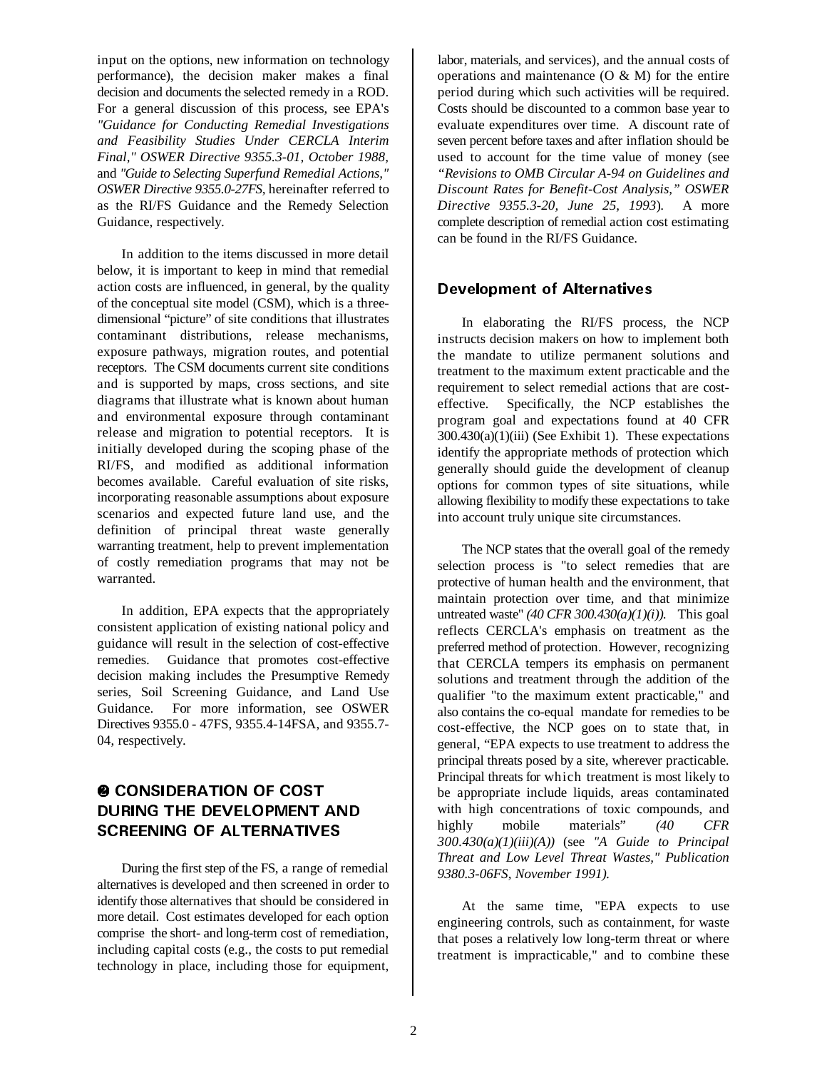input on the options, new information on technology performance), the decision maker makes a final decision and documents the selected remedy in a ROD. For a general discussion of this process, see EPA's *"Guidance for Conducting Remedial Investigations and Feasibility Studies Under CERCLA Interim Final," OSWER Directive 9355.3-01, October 1988,* and *"Guide to Selecting Superfund Remedial Actions," OSWER Directive 9355.0-27FS,* hereinafter referred to as the RI/FS Guidance and the Remedy Selection Guidance, respectively.

In addition to the items discussed in more detail below, it is important to keep in mind that remedial action costs are influenced, in general, by the quality of the conceptual site model (CSM), which is a three-dimensional "picture" of site conditions that illustrates contaminant distributions, release mechanisms, exposure pathways, migration routes, and potential receptors. The CSM documents current site conditions and is supported by maps, cross sections, and site diagrams that illustrate what is known about human and environmental exposure through contaminant release and migration to potential receptors. It is initially developed during the scoping phase of the RI/FS, and modified as additional information becomes available. Careful evaluation of site risks, incorporating reasonable assumptions about exposure scenarios and expected future land use, and the definition of principal threat waste generally warranting treatment, help to prevent implementation of costly remediation programs that may not be warranted.

In addition, EPA expects that the appropriately consistent application of existing national policy and guidance will result in the selection of cost-effective remedies. Guidance that promotes cost-effective decision making includes the Presumptive Remedy series, Soil Screening Guidance, and Land Use Guidance. For more information, see OSWER Directives 9355.0 - 47FS, 9355.4-14FSA, and 9355.7-04, respectively.

## ❷ CONSIDERATION OF COST DURING THE DEVELOPMENT AND SCREENING OF ALTERNATIVES

During the first step of the FS, a range of remedial alternatives is developed and then screened in order to identify those alternatives that should be considered in more detail. Cost estimates developed for each option comprise the short- and long-term cost of remediation, including capital costs (e.g., the costs to put remedial technology in place, including those for equipment, labor, materials, and services), and the annual costs of operations and maintenance (O & M) for the entire period during which such activities will be required. Costs should be discounted to a common base year to evaluate expenditures over time. A discount rate of seven percent before taxes and after inflation should be used to account for the time value of money (see *"Revisions to OMB Circular A-94 on Guidelines and Discount Rates for Benefit-Cost Analysis," OSWER Directive 9355.3-20, June 25, 1993*). A more complete description of remedial action cost estimating can be found in the RI/FS Guidance.

### Development of Alternatives

In elaborating the RI/FS process, the NCP instructs decision makers on how to implement both the mandate to utilize permanent solutions and treatment to the maximum extent practicable and the requirement to select remedial actions that are cost-effective. Specifically, the NCP establishes the program goal and expectations found at 40 CFR 300.430(a)(1)(iii) (See Exhibit 1). These expectations identify the appropriate methods of protection which generally should guide the development of cleanup options for common types of site situations, while allowing flexibility to modify these expectations to take into account truly unique site circumstances.

The NCP states that the overall goal of the remedy selection process is "to select remedies that are protective of human health and the environment, that maintain protection over time, and that minimize untreated waste" *(40 CFR 300.430(a)(1)(i)).* This goal reflects CERCLA's emphasis on treatment as the preferred method of protection. However, recognizing that CERCLA tempers its emphasis on permanent solutions and treatment through the addition of the qualifier "to the maximum extent practicable," and also contains the co-equal mandate for remedies to be cost-effective, the NCP goes on to state that, in general, "EPA expects to use treatment to address the principal threats posed by a site, wherever practicable. Principal threats for which treatment is most likely to be appropriate include liquids, areas contaminated with high concentrations of toxic compounds, and highly mobile materials" *(40 CFR 300.430(a)(1)(iii)(A))* (see *"A Guide to Principal Threat and Low Level Threat Wastes," Publication 9380.3-06FS, November 1991).*

At the same time, "EPA expects to use engineering controls, such as containment, for waste that poses a relatively low long-term threat or where treatment is impracticable," and to combine these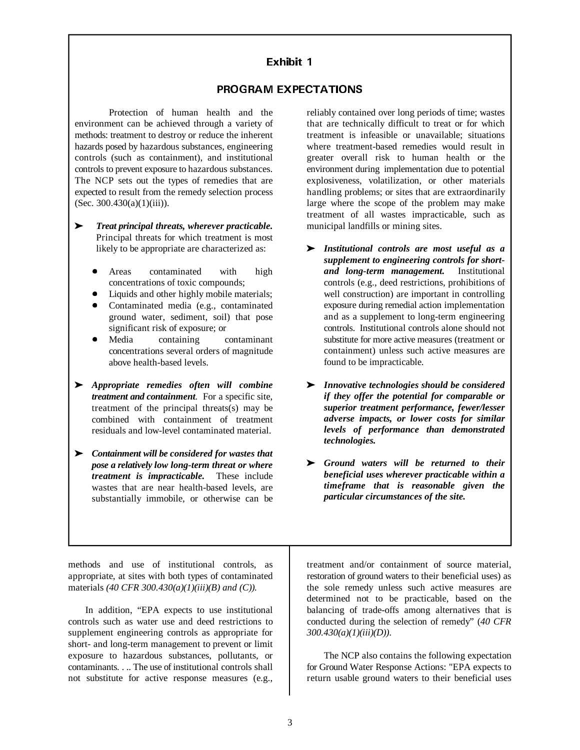## Exhibit 1

## PROGRAM EXPECTATIONS

Protection of human health and the environment can be achieved through a variety of methods: treatment to destroy or reduce the inherent hazards posed by hazardous substances, engineering controls (such as containment), and institutional controls to prevent exposure to hazardous substances. The NCP sets out the types of remedies that are expected to result from the remedy selection process (Sec. 300.430(a)(1)(iii)).

- ***Treat principal threats, wherever practicable.*** Principal threats for which treatment is most likely to be appropriate are characterized as:
  - Areas contaminated with high concentrations of toxic compounds;
  - Liquids and other highly mobile materials;
  - Contaminated media (e.g., contaminated ground water, sediment, soil) that pose significant risk of exposure; or
  - Media containing contaminant concentrations several orders of magnitude above health-based levels.

- ***Appropriate remedies often will combine treatment and containment***. For a specific site, treatment of the principal threats(s) may be combined with containment of treatment residuals and low-level contaminated material.

- ***Containment will be considered for wastes that pose a relatively low long-term threat or where treatment is impracticable.*** These include wastes that are near health-based levels, are substantially immobile, or otherwise can be reliably contained over long periods of time; wastes that are technically difficult to treat or for which treatment is infeasible or unavailable; situations where treatment-based remedies would result in greater overall risk to human health or the environment during implementation due to potential explosiveness, volatilization, or other materials handling problems; or sites that are extraordinarily large where the scope of the problem may make treatment of all wastes impracticable, such as municipal landfills or mining sites.

- ***Institutional controls are most useful as a supplement to engineering controls for short- and long-term management.*** Institutional controls (e.g., deed restrictions, prohibitions of well construction) are important in controlling exposure during remedial action implementation and as a supplement to long-term engineering controls. Institutional controls alone should not substitute for more active measures (treatment or containment) unless such active measures are found to be impracticable.

- ***Innovative technologies should be considered if they offer the potential for comparable or superior treatment performance, fewer/lesser adverse impacts, or lower costs for similar levels of performance than demonstrated technologies.***

- ***Ground waters will be returned to their beneficial uses wherever practicable within a timeframe that is reasonable given the particular circumstances of the site.***

---

methods and use of institutional controls, as appropriate, at sites with both types of contaminated materials *(40 CFR 300.430(a)(1)(iii)(B) and (C)).*

In addition, "EPA expects to use institutional controls such as water use and deed restrictions to supplement engineering controls as appropriate for short- and long-term management to prevent or limit exposure to hazardous substances, pollutants, or contaminants. . .. The use of institutional controls shall not substitute for active response measures (e.g., treatment and/or containment of source material, restoration of ground waters to their beneficial uses) as the sole remedy unless such active measures are determined not to be practicable, based on the balancing of trade-offs among alternatives that is conducted during the selection of remedy" (*40 CFR 300.430(a)(1)(iii)(D)).*

The NCP also contains the following expectation for Ground Water Response Actions: "EPA expects to return usable ground waters to their beneficial uses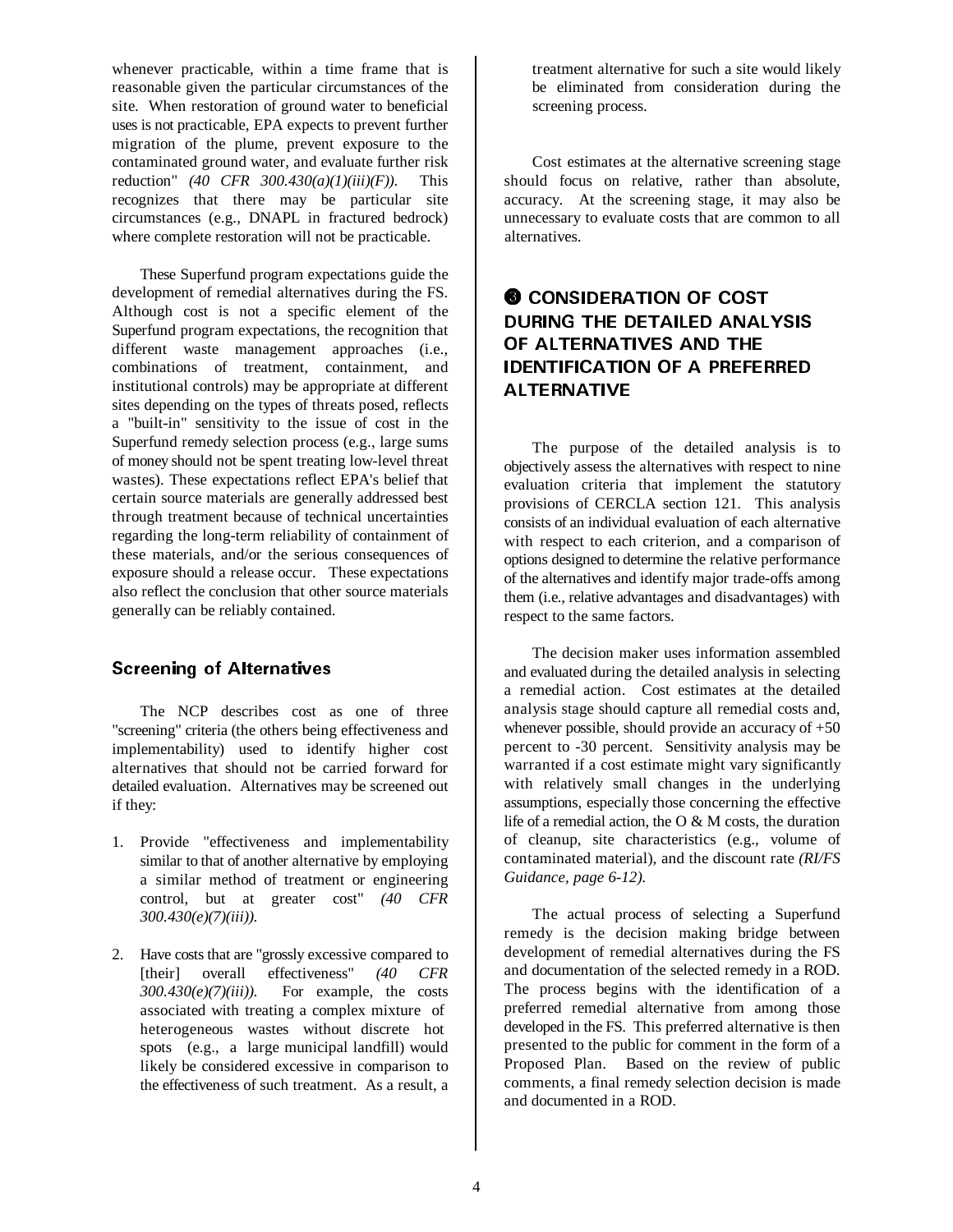whenever practicable, within a time frame that is reasonable given the particular circumstances of the site. When restoration of ground water to beneficial uses is not practicable, EPA expects to prevent further migration of the plume, prevent exposure to the contaminated ground water, and evaluate further risk reduction" *(40 CFR 300.430(a)(1)(iii)(F))*. This recognizes that there may be particular site circumstances (e.g., DNAPL in fractured bedrock) where complete restoration will not be practicable.

These Superfund program expectations guide the development of remedial alternatives during the FS. Although cost is not a specific element of the Superfund program expectations, the recognition that different waste management approaches (i.e., combinations of treatment, containment, and institutional controls) may be appropriate at different sites depending on the types of threats posed, reflects a "built-in" sensitivity to the issue of cost in the Superfund remedy selection process (e.g., large sums of money should not be spent treating low-level threat wastes). These expectations reflect EPA's belief that certain source materials are generally addressed best through treatment because of technical uncertainties regarding the long-term reliability of containment of these materials, and/or the serious consequences of exposure should a release occur. These expectations also reflect the conclusion that other source materials generally can be reliably contained.

### Screening of Alternatives

The NCP describes cost as one of three "screening" criteria (the others being effectiveness and implementability) used to identify higher cost alternatives that should not be carried forward for detailed evaluation. Alternatives may be screened out if they:

1. Provide "effectiveness and implementability similar to that of another alternative by employing a similar method of treatment or engineering control, but at greater cost" *(40 CFR 300.430(e)(7)(iii))*.

2. Have costs that are "grossly excessive compared to [their] overall effectiveness" *(40 CFR 300.430(e)(7)(iii))*. For example, the costs associated with treating a complex mixture of heterogeneous wastes without discrete hot spots (e.g., a large municipal landfill) would likely be considered excessive in comparison to the effectiveness of such treatment. As a result, a treatment alternative for such a site would likely be eliminated from consideration during the screening process.

Cost estimates at the alternative screening stage should focus on relative, rather than absolute, accuracy. At the screening stage, it may also be unnecessary to evaluate costs that are common to all alternatives.

## ❸ CONSIDERATION OF COST DURING THE DETAILED ANALYSIS OF ALTERNATIVES AND THE IDENTIFICATION OF A PREFERRED ALTERNATIVE

The purpose of the detailed analysis is to objectively assess the alternatives with respect to nine evaluation criteria that implement the statutory provisions of CERCLA section 121. This analysis consists of an individual evaluation of each alternative with respect to each criterion, and a comparison of options designed to determine the relative performance of the alternatives and identify major trade-offs among them (i.e., relative advantages and disadvantages) with respect to the same factors.

The decision maker uses information assembled and evaluated during the detailed analysis in selecting a remedial action. Cost estimates at the detailed analysis stage should capture all remedial costs and, whenever possible, should provide an accuracy of +50 percent to -30 percent. Sensitivity analysis may be warranted if a cost estimate might vary significantly with relatively small changes in the underlying assumptions, especially those concerning the effective life of a remedial action, the O & M costs, the duration of cleanup, site characteristics (e.g., volume of contaminated material), and the discount rate *(RI/FS Guidance, page 6-12)*.

The actual process of selecting a Superfund remedy is the decision making bridge between development of remedial alternatives during the FS and documentation of the selected remedy in a ROD. The process begins with the identification of a preferred remedial alternative from among those developed in the FS. This preferred alternative is then presented to the public for comment in the form of a Proposed Plan. Based on the review of public comments, a final remedy selection decision is made and documented in a ROD.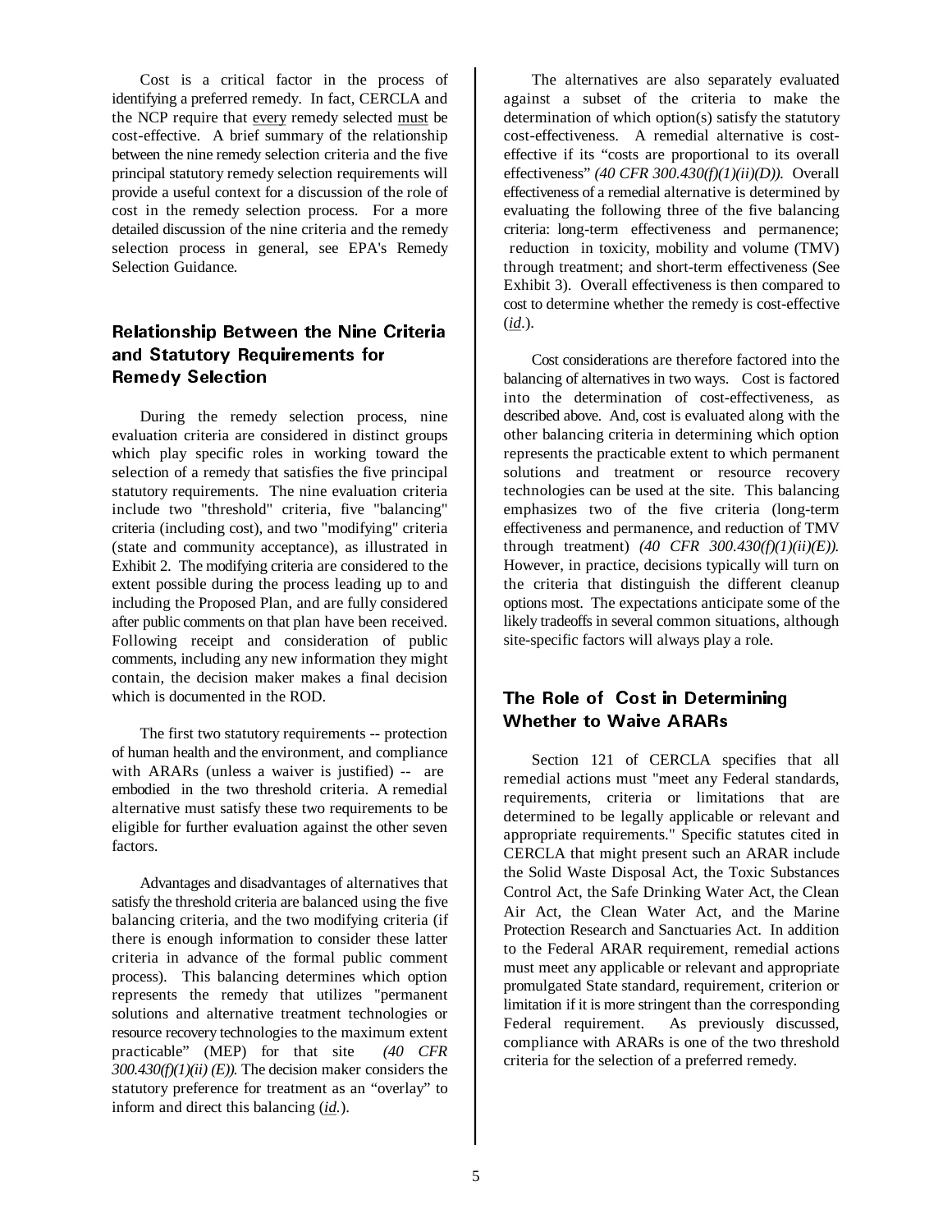Cost is a critical factor in the process of identifying a preferred remedy. In fact, CERCLA and the NCP require that every remedy selected must be cost-effective. A brief summary of the relationship between the nine remedy selection criteria and the five principal statutory remedy selection requirements will provide a useful context for a discussion of the role of cost in the remedy selection process. For a more detailed discussion of the nine criteria and the remedy selection process in general, see EPA's Remedy Selection Guidance.

## Relationship Between the Nine Criteria and Statutory Requirements for Remedy Selection

During the remedy selection process, nine evaluation criteria are considered in distinct groups which play specific roles in working toward the selection of a remedy that satisfies the five principal statutory requirements. The nine evaluation criteria include two "threshold" criteria, five "balancing" criteria (including cost), and two "modifying" criteria (state and community acceptance), as illustrated in Exhibit 2. The modifying criteria are considered to the extent possible during the process leading up to and including the Proposed Plan, and are fully considered after public comments on that plan have been received. Following receipt and consideration of public comments, including any new information they might contain, the decision maker makes a final decision which is documented in the ROD.

The first two statutory requirements -- protection of human health and the environment, and compliance with ARARs (unless a waiver is justified) -- are embodied in the two threshold criteria. A remedial alternative must satisfy these two requirements to be eligible for further evaluation against the other seven factors.

Advantages and disadvantages of alternatives that satisfy the threshold criteria are balanced using the five balancing criteria, and the two modifying criteria (if there is enough information to consider these latter criteria in advance of the formal public comment process). This balancing determines which option represents the remedy that utilizes "permanent solutions and alternative treatment technologies or resource recovery technologies to the maximum extent practicable" (MEP) for that site *(40 CFR 300.430(f)(1)(ii) (E))*. The decision maker considers the statutory preference for treatment as an "overlay" to inform and direct this balancing (*id.*).

The alternatives are also separately evaluated against a subset of the criteria to make the determination of which option(s) satisfy the statutory cost-effectiveness. A remedial alternative is cost-effective if its "costs are proportional to its overall effectiveness" *(40 CFR 300.430(f)(1)(ii)(D))*. Overall effectiveness of a remedial alternative is determined by evaluating the following three of the five balancing criteria: long-term effectiveness and permanence; reduction in toxicity, mobility and volume (TMV) through treatment; and short-term effectiveness (See Exhibit 3). Overall effectiveness is then compared to cost to determine whether the remedy is cost-effective (*id.*).

Cost considerations are therefore factored into the balancing of alternatives in two ways. Cost is factored into the determination of cost-effectiveness, as described above. And, cost is evaluated along with the other balancing criteria in determining which option represents the practicable extent to which permanent solutions and treatment or resource recovery technologies can be used at the site. This balancing emphasizes two of the five criteria (long-term effectiveness and permanence, and reduction of TMV through treatment) *(40 CFR 300.430(f)(1)(ii)(E))*. However, in practice, decisions typically will turn on the criteria that distinguish the different cleanup options most. The expectations anticipate some of the likely tradeoffs in several common situations, although site-specific factors will always play a role.

## The Role of Cost in Determining Whether to Waive ARARs

Section 121 of CERCLA specifies that all remedial actions must "meet any Federal standards, requirements, criteria or limitations that are determined to be legally applicable or relevant and appropriate requirements." Specific statutes cited in CERCLA that might present such an ARAR include the Solid Waste Disposal Act, the Toxic Substances Control Act, the Safe Drinking Water Act, the Clean Air Act, the Clean Water Act, and the Marine Protection Research and Sanctuaries Act. In addition to the Federal ARAR requirement, remedial actions must meet any applicable or relevant and appropriate promulgated State standard, requirement, criterion or limitation if it is more stringent than the corresponding Federal requirement. As previously discussed, compliance with ARARs is one of the two threshold criteria for the selection of a preferred remedy.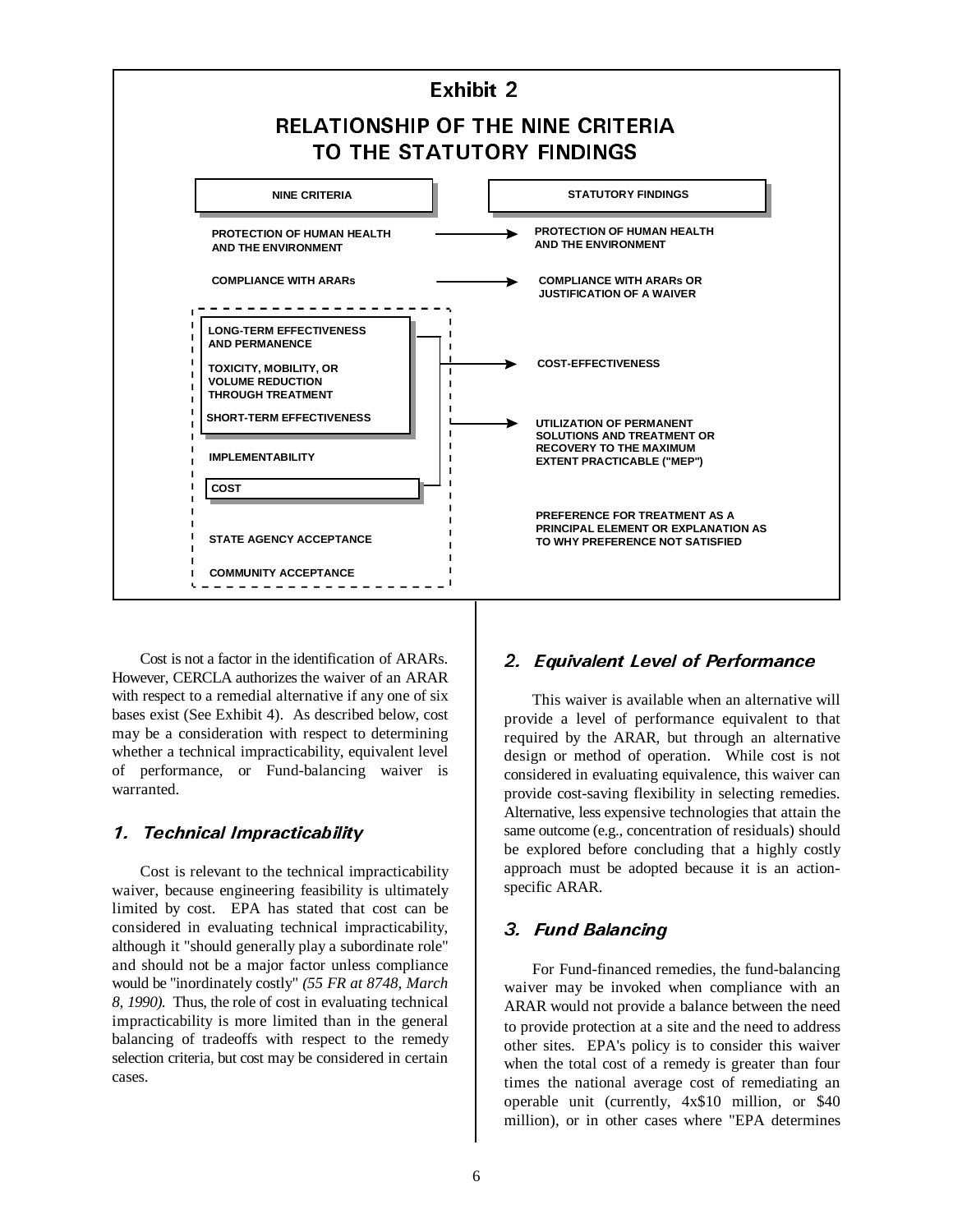## Exhibit 2

## RELATIONSHIP OF THE NINE CRITERIA TO THE STATUTORY FINDINGS

| NINE CRITERIA | STATUTORY FINDINGS |
|---|---|
| PROTECTION OF HUMAN HEALTH AND THE ENVIRONMENT | PROTECTION OF HUMAN HEALTH AND THE ENVIRONMENT |
| COMPLIANCE WITH ARARs | COMPLIANCE WITH ARARs OR JUSTIFICATION OF A WAIVER |
| LONG-TERM EFFECTIVENESS AND PERMANENCE; TOXICITY, MOBILITY, OR VOLUME REDUCTION THROUGH TREATMENT; SHORT-TERM EFFECTIVENESS; COST | COST-EFFECTIVENESS |
| LONG-TERM EFFECTIVENESS AND PERMANENCE; TOXICITY, MOBILITY, OR VOLUME REDUCTION THROUGH TREATMENT; SHORT-TERM EFFECTIVENESS; IMPLEMENTABILITY; COST; STATE AGENCY ACCEPTANCE; COMMUNITY ACCEPTANCE | UTILIZATION OF PERMANENT SOLUTIONS AND TREATMENT OR RECOVERY TO THE MAXIMUM EXTENT PRACTICABLE ("MEP") |
| | PREFERENCE FOR TREATMENT AS A PRINCIPAL ELEMENT OR EXPLANATION AS TO WHY PREFERENCE NOT SATISFIED |

Cost is not a factor in the identification of ARARs. However, CERCLA authorizes the waiver of an ARAR with respect to a remedial alternative if any one of six bases exist (See Exhibit 4). As described below, cost may be a consideration with respect to determining whether a technical impracticability, equivalent level of performance, or Fund-balancing waiver is warranted.

### 1. Technical Impracticability

Cost is relevant to the technical impracticability waiver, because engineering feasibility is ultimately limited by cost. EPA has stated that cost can be considered in evaluating technical impracticability, although it "should generally play a subordinate role" and should not be a major factor unless compliance would be "inordinately costly" *(55 FR at 8748, March 8, 1990).* Thus, the role of cost in evaluating technical impracticability is more limited than in the general balancing of tradeoffs with respect to the remedy selection criteria, but cost may be considered in certain cases.

### 2. Equivalent Level of Performance

This waiver is available when an alternative will provide a level of performance equivalent to that required by the ARAR, but through an alternative design or method of operation. While cost is not considered in evaluating equivalence, this waiver can provide cost-saving flexibility in selecting remedies. Alternative, less expensive technologies that attain the same outcome (e.g., concentration of residuals) should be explored before concluding that a highly costly approach must be adopted because it is an action-specific ARAR.

### 3. Fund Balancing

For Fund-financed remedies, the fund-balancing waiver may be invoked when compliance with an ARAR would not provide a balance between the need to provide protection at a site and the need to address other sites. EPA's policy is to consider this waiver when the total cost of a remedy is greater than four times the national average cost of remediating an operable unit (currently, 4x$10 million, or $40 million), or in other cases where "EPA determines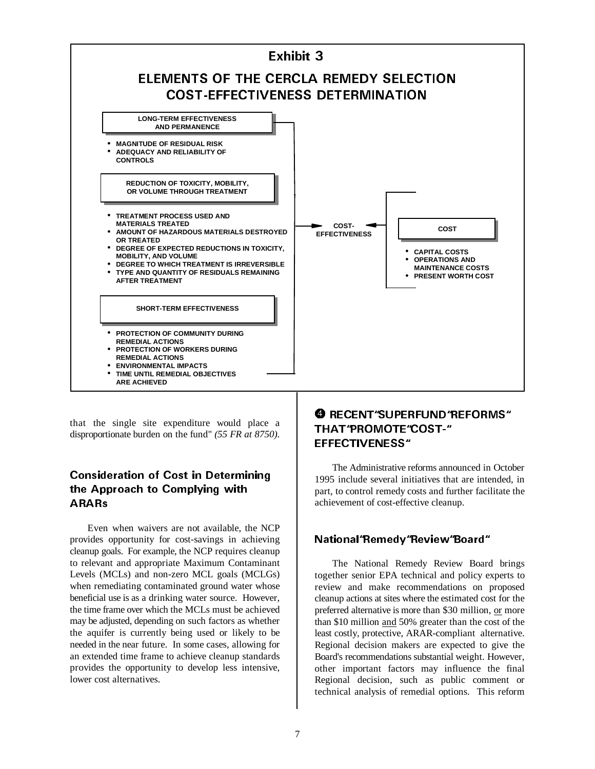**Exhibit 3**

**ELEMENTS OF THE CERCLA REMEDY SELECTION COST-EFFECTIVENESS DETERMINATION**

**LONG-TERM EFFECTIVENESS AND PERMANENCE**

- MAGNITUDE OF RESIDUAL RISK
- ADEQUACY AND RELIABILITY OF CONTROLS

**REDUCTION OF TOXICITY, MOBILITY, OR VOLUME THROUGH TREATMENT**

- TREATMENT PROCESS USED AND MATERIALS TREATED
- AMOUNT OF HAZARDOUS MATERIALS DESTROYED OR TREATED
- DEGREE OF EXPECTED REDUCTIONS IN TOXICITY, MOBILITY, AND VOLUME
- DEGREE TO WHICH TREATMENT IS IRREVERSIBLE
- TYPE AND QUANTITY OF RESIDUALS REMAINING AFTER TREATMENT

**SHORT-TERM EFFECTIVENESS**

- PROTECTION OF COMMUNITY DURING REMEDIAL ACTIONS
- PROTECTION OF WORKERS DURING REMEDIAL ACTIONS
- ENVIRONMENTAL IMPACTS
- TIME UNTIL REMEDIAL OBJECTIVES ARE ACHIEVED

→ **COST-EFFECTIVENESS** ←

**COST**

- CAPITAL COSTS
- OPERATIONS AND MAINTENANCE COSTS
- PRESENT WORTH COST

that the single site expenditure would place a disproportionate burden on the fund" *(55 FR at 8750)*.

### Consideration of Cost in Determining the Approach to Complying with ARARs

Even when waivers are not available, the NCP provides opportunity for cost-savings in achieving cleanup goals. For example, the NCP requires cleanup to relevant and appropriate Maximum Contaminant Levels (MCLs) and non-zero MCL goals (MCLGs) when remediating contaminated ground water whose beneficial use is as a drinking water source. However, the time frame over which the MCLs must be achieved may be adjusted, depending on such factors as whether the aquifer is currently being used or likely to be needed in the near future. In some cases, allowing for an extended time frame to achieve cleanup standards provides the opportunity to develop less intensive, lower cost alternatives.

## ❹ RECENT SUPERFUND REFORMS THAT PROMOTE COST-EFFECTIVENESS

The Administrative reforms announced in October 1995 include several initiatives that are intended, in part, to control remedy costs and further facilitate the achievement of cost-effective cleanup.

### National Remedy Review Board

The National Remedy Review Board brings together senior EPA technical and policy experts to review and make recommendations on proposed cleanup actions at sites where the estimated cost for the preferred alternative is more than $30 million, or more than $10 million and 50% greater than the cost of the least costly, protective, ARAR-compliant alternative. Regional decision makers are expected to give the Board's recommendations substantial weight. However, other important factors may influence the final Regional decision, such as public comment or technical analysis of remedial options. This reform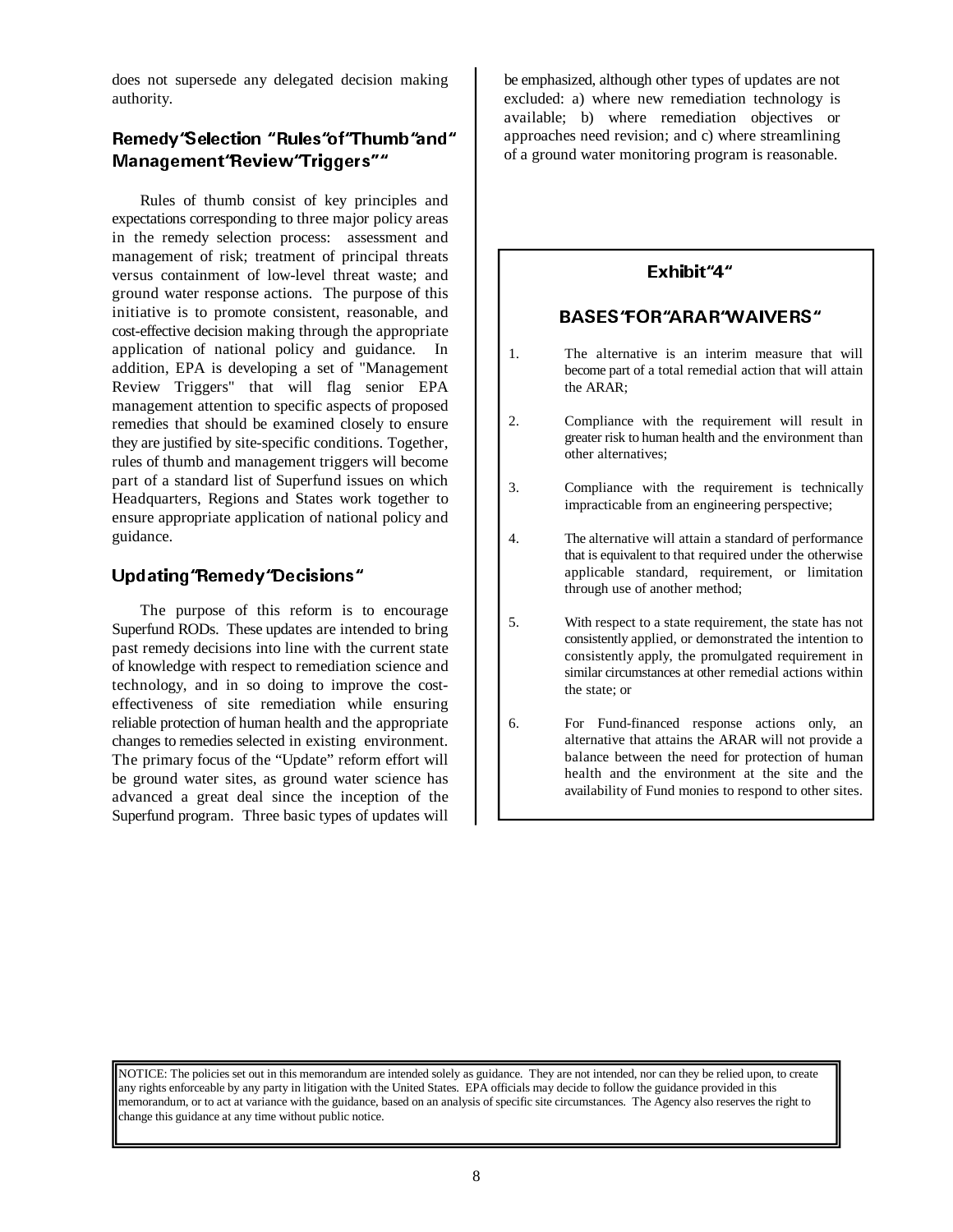does not supersede any delegated decision making authority.

## Remedy Selection "Rules of Thumb and Management Review Triggers"

Rules of thumb consist of key principles and expectations corresponding to three major policy areas in the remedy selection process: assessment and management of risk; treatment of principal threats versus containment of low-level threat waste; and ground water response actions. The purpose of this initiative is to promote consistent, reasonable, and cost-effective decision making through the appropriate application of national policy and guidance. In addition, EPA is developing a set of "Management Review Triggers" that will flag senior EPA management attention to specific aspects of proposed remedies that should be examined closely to ensure they are justified by site-specific conditions. Together, rules of thumb and management triggers will become part of a standard list of Superfund issues on which Headquarters, Regions and States work together to ensure appropriate application of national policy and guidance.

## Updating Remedy Decisions

The purpose of this reform is to encourage Superfund RODs. These updates are intended to bring past remedy decisions into line with the current state of knowledge with respect to remediation science and technology, and in so doing to improve the cost-effectiveness of site remediation while ensuring reliable protection of human health and the appropriate changes to remedies selected in existing environment. The primary focus of the "Update" reform effort will be ground water sites, as ground water science has advanced a great deal since the inception of the Superfund program. Three basic types of updates will be emphasized, although other types of updates are not excluded: a) where new remediation technology is available; b) where remediation objectives or approaches need revision; and c) where streamlining of a ground water monitoring program is reasonable.

### Exhibit 4

### BASES FOR ARAR WAIVERS

1. The alternative is an interim measure that will become part of a total remedial action that will attain the ARAR;
2. Compliance with the requirement will result in greater risk to human health and the environment than other alternatives;
3. Compliance with the requirement is technically impracticable from an engineering perspective;
4. The alternative will attain a standard of performance that is equivalent to that required under the otherwise applicable standard, requirement, or limitation through use of another method;
5. With respect to a state requirement, the state has not consistently applied, or demonstrated the intention to consistently apply, the promulgated requirement in similar circumstances at other remedial actions within the state; or
6. For Fund-financed response actions only, an alternative that attains the ARAR will not provide a balance between the need for protection of human health and the environment at the site and the availability of Fund monies to respond to other sites.

NOTICE: The policies set out in this memorandum are intended solely as guidance. They are not intended, nor can they be relied upon, to create any rights enforceable by any party in litigation with the United States. EPA officials may decide to follow the guidance provided in this memorandum, or to act at variance with the guidance, based on an analysis of specific site circumstances. The Agency also reserves the right to change this guidance at any time without public notice.